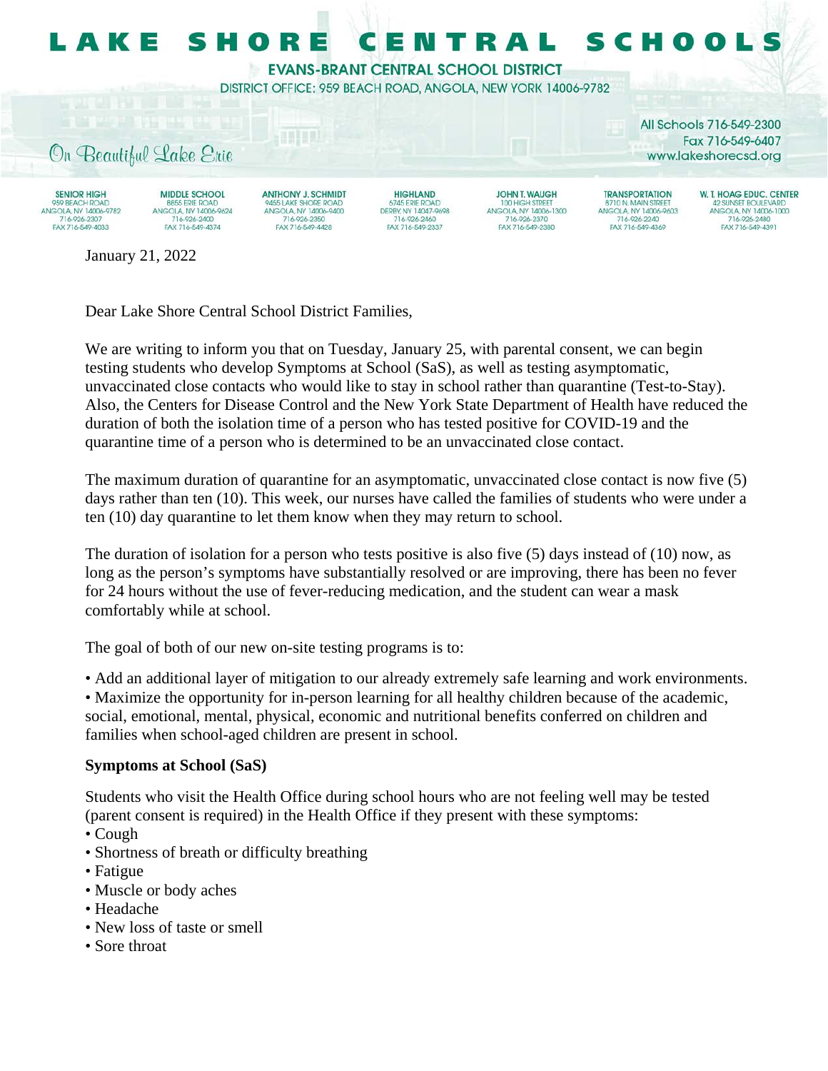# LAKE SHORE CENTRAL SCHOOLS

**EVANS-BRANT CENTRAL SCHOOL DISTRICT**

DISTRICT OFFICE: 959 BEACH ROAD, ANGOLA, NEW YORK 14006-9782

*On Beautiful Lake Erie*

All Schools 716-549-2300
Fax 716-549-6407
www.lakeshorecsd.org

| SENIOR HIGH | MIDDLE SCHOOL | ANTHONY J. SCHMIDT | HIGHLAND | JOHN T. WAUGH | TRANSPORTATION | W. T. HOAG EDUC. CENTER |
|---|---|---|---|---|---|---|
| 959 BEACH ROAD | 8855 ERIE ROAD | 9455 LAKE SHORE ROAD | 6745 ERIE ROAD | 100 HIGH STREET | 8710 N. MAIN STREET | 42 SUNSET BOULEVARD |
| ANGOLA, NY 14006-9782 | ANGOLA, NY 14006-9624 | ANGOLA, NY 14006-9400 | DERBY, NY 14047-9698 | ANGOLA, NY 14006-1300 | ANGOLA, NY 14006-9603 | ANGOLA, NY 14006-1000 |
| 716-926-2307 | 716-926-2400 | 716-926-2350 | 716-926-2460 | 716-926-2370 | 716-926-2240 | 716-926-2480 |
| FAX 716-549-4033 | FAX 716-549-4374 | FAX 716-549-4428 | FAX 716-549-2337 | FAX 716-549-2380 | FAX 716-549-4369 | FAX 716-549-4391 |

January 21, 2022

Dear Lake Shore Central School District Families,

We are writing to inform you that on Tuesday, January 25, with parental consent, we can begin testing students who develop Symptoms at School (SaS), as well as testing asymptomatic, unvaccinated close contacts who would like to stay in school rather than quarantine (Test-to-Stay). Also, the Centers for Disease Control and the New York State Department of Health have reduced the duration of both the isolation time of a person who has tested positive for COVID-19 and the quarantine time of a person who is determined to be an unvaccinated close contact.

The maximum duration of quarantine for an asymptomatic, unvaccinated close contact is now five (5) days rather than ten (10). This week, our nurses have called the families of students who were under a ten (10) day quarantine to let them know when they may return to school.

The duration of isolation for a person who tests positive is also five (5) days instead of (10) now, as long as the person's symptoms have substantially resolved or are improving, there has been no fever for 24 hours without the use of fever-reducing medication, and the student can wear a mask comfortably while at school.

The goal of both of our new on-site testing programs is to:

• Add an additional layer of mitigation to our already extremely safe learning and work environments.
• Maximize the opportunity for in-person learning for all healthy children because of the academic, social, emotional, mental, physical, economic and nutritional benefits conferred on children and families when school-aged children are present in school.

**Symptoms at School (SaS)**

Students who visit the Health Office during school hours who are not feeling well may be tested (parent consent is required) in the Health Office if they present with these symptoms:

• Cough
• Shortness of breath or difficulty breathing
• Fatigue
• Muscle or body aches
• Headache
• New loss of taste or smell
• Sore throat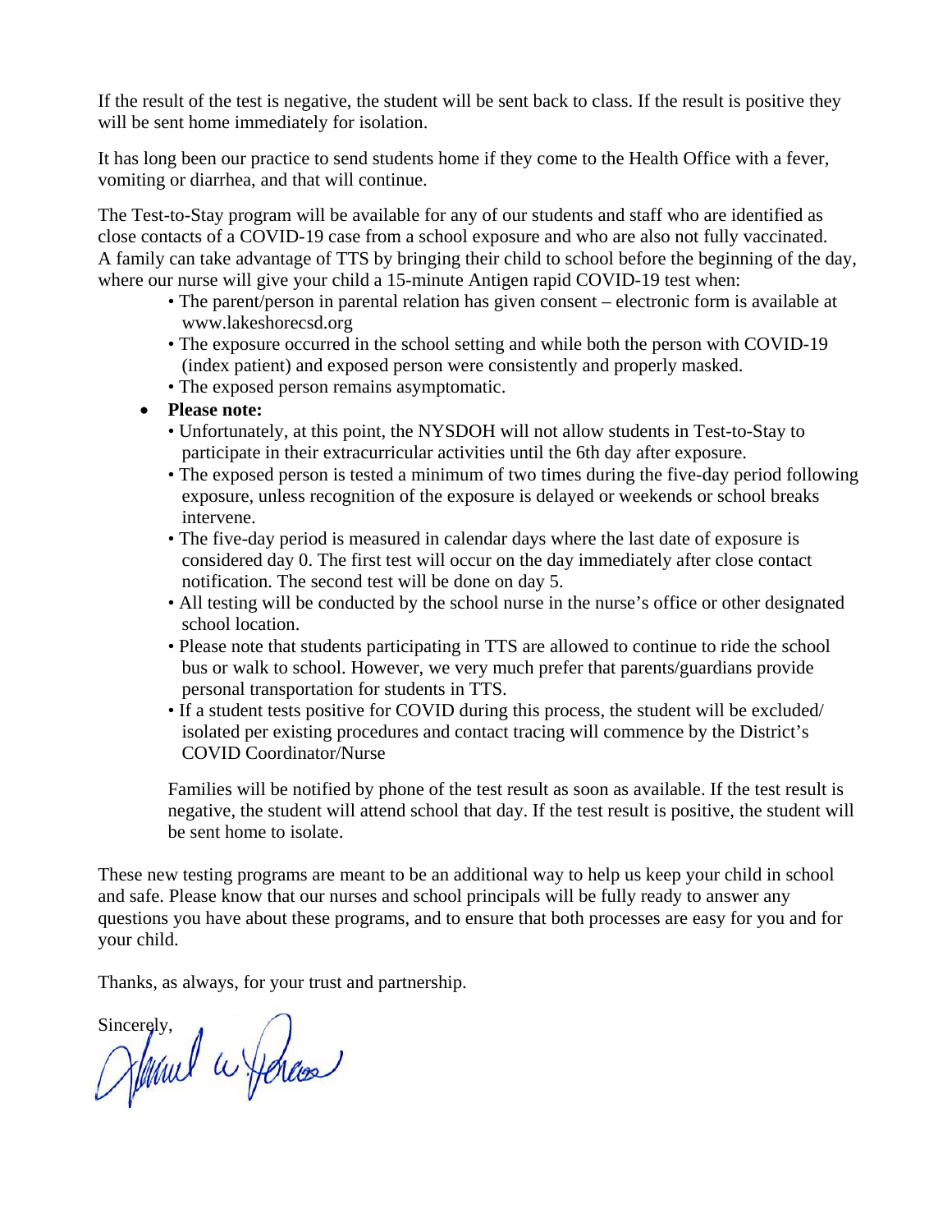If the result of the test is negative, the student will be sent back to class. If the result is positive they will be sent home immediately for isolation.

It has long been our practice to send students home if they come to the Health Office with a fever, vomiting or diarrhea, and that will continue.

The Test-to-Stay program will be available for any of our students and staff who are identified as close contacts of a COVID-19 case from a school exposure and who are also not fully vaccinated. A family can take advantage of TTS by bringing their child to school before the beginning of the day, where our nurse will give your child a 15-minute Antigen rapid COVID-19 test when:

- The parent/person in parental relation has given consent – electronic form is available at www.lakeshorecsd.org
- The exposure occurred in the school setting and while both the person with COVID-19 (index patient) and exposed person were consistently and properly masked.
- The exposed person remains asymptomatic.

- **Please note:**
  - Unfortunately, at this point, the NYSDOH will not allow students in Test-to-Stay to participate in their extracurricular activities until the 6th day after exposure.
  - The exposed person is tested a minimum of two times during the five-day period following exposure, unless recognition of the exposure is delayed or weekends or school breaks intervene.
  - The five-day period is measured in calendar days where the last date of exposure is considered day 0. The first test will occur on the day immediately after close contact notification. The second test will be done on day 5.
  - All testing will be conducted by the school nurse in the nurse's office or other designated school location.
  - Please note that students participating in TTS are allowed to continue to ride the school bus or walk to school. However, we very much prefer that parents/guardians provide personal transportation for students in TTS.
  - If a student tests positive for COVID during this process, the student will be excluded/ isolated per existing procedures and contact tracing will commence by the District's COVID Coordinator/Nurse

  Families will be notified by phone of the test result as soon as available. If the test result is negative, the student will attend school that day. If the test result is positive, the student will be sent home to isolate.

These new testing programs are meant to be an additional way to help us keep your child in school and safe. Please know that our nurses and school principals will be fully ready to answer any questions you have about these programs, and to ensure that both processes are easy for you and for your child.

Thanks, as always, for your trust and partnership.

Sincerely,